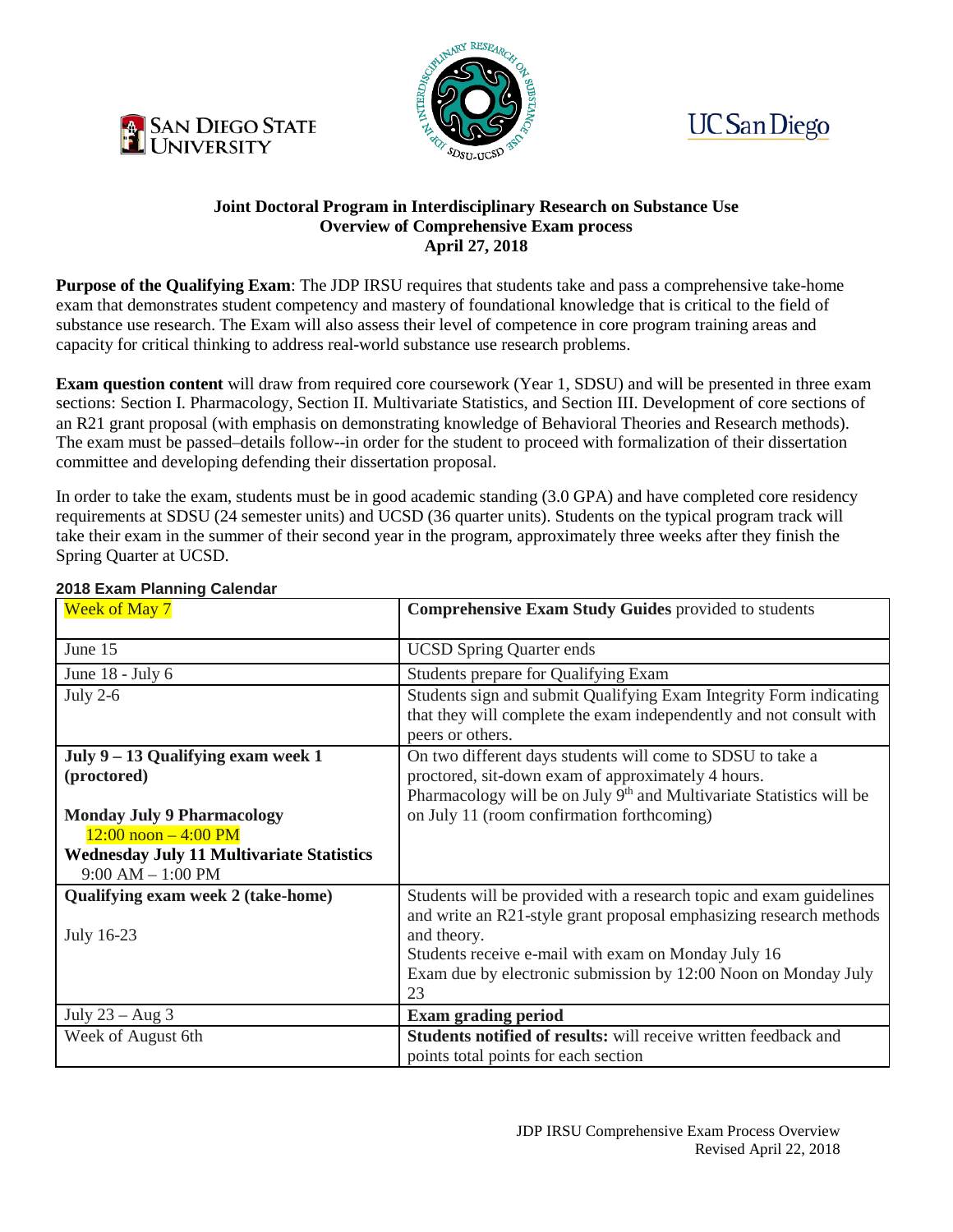**Joint Doctoral Program in Interdisciplinary Research on Substance Use**
**Overview of Comprehensive Exam process**
**April 27, 2018**

**Purpose of the Qualifying Exam**: The JDP IRSU requires that students take and pass a comprehensive take-home exam that demonstrates student competency and mastery of foundational knowledge that is critical to the field of substance use research. The Exam will also assess their level of competence in core program training areas and capacity for critical thinking to address real-world substance use research problems.

**Exam question content** will draw from required core coursework (Year 1, SDSU) and will be presented in three exam sections: Section I. Pharmacology, Section II. Multivariate Statistics, and Section III. Development of core sections of an R21 grant proposal (with emphasis on demonstrating knowledge of Behavioral Theories and Research methods). The exam must be passed–details follow--in order for the student to proceed with formalization of their dissertation committee and developing defending their dissertation proposal.

In order to take the exam, students must be in good academic standing (3.0 GPA) and have completed core residency requirements at SDSU (24 semester units) and UCSD (36 quarter units). Students on the typical program track will take their exam in the summer of their second year in the program, approximately three weeks after they finish the Spring Quarter at UCSD.

**2018 Exam Planning Calendar**

| Week of May 7 | **Comprehensive Exam Study Guides** provided to students |
|---|---|
| June 15 | UCSD Spring Quarter ends |
| June 18 - July 6 | Students prepare for Qualifying Exam |
| July 2-6 | Students sign and submit Qualifying Exam Integrity Form indicating that they will complete the exam independently and not consult with peers or others. |
| **July 9 – 13 Qualifying exam week 1 (proctored)**<br><br>**Monday July 9 Pharmacology**<br>12:00 noon – 4:00 PM<br>**Wednesday July 11 Multivariate Statistics**<br>9:00 AM – 1:00 PM | On two different days students will come to SDSU to take a proctored, sit-down exam of approximately 4 hours. Pharmacology will be on July 9th and Multivariate Statistics will be on July 11 (room confirmation forthcoming) |
| **Qualifying exam week 2 (take-home)**<br><br>July 16-23 | Students will be provided with a research topic and exam guidelines and write an R21-style grant proposal emphasizing research methods and theory.<br>Students receive e-mail with exam on Monday July 16<br>Exam due by electronic submission by 12:00 Noon on Monday July 23 |
| July 23 – Aug 3 | **Exam grading period** |
| Week of August 6th | **Students notified of results:** will receive written feedback and points total points for each section |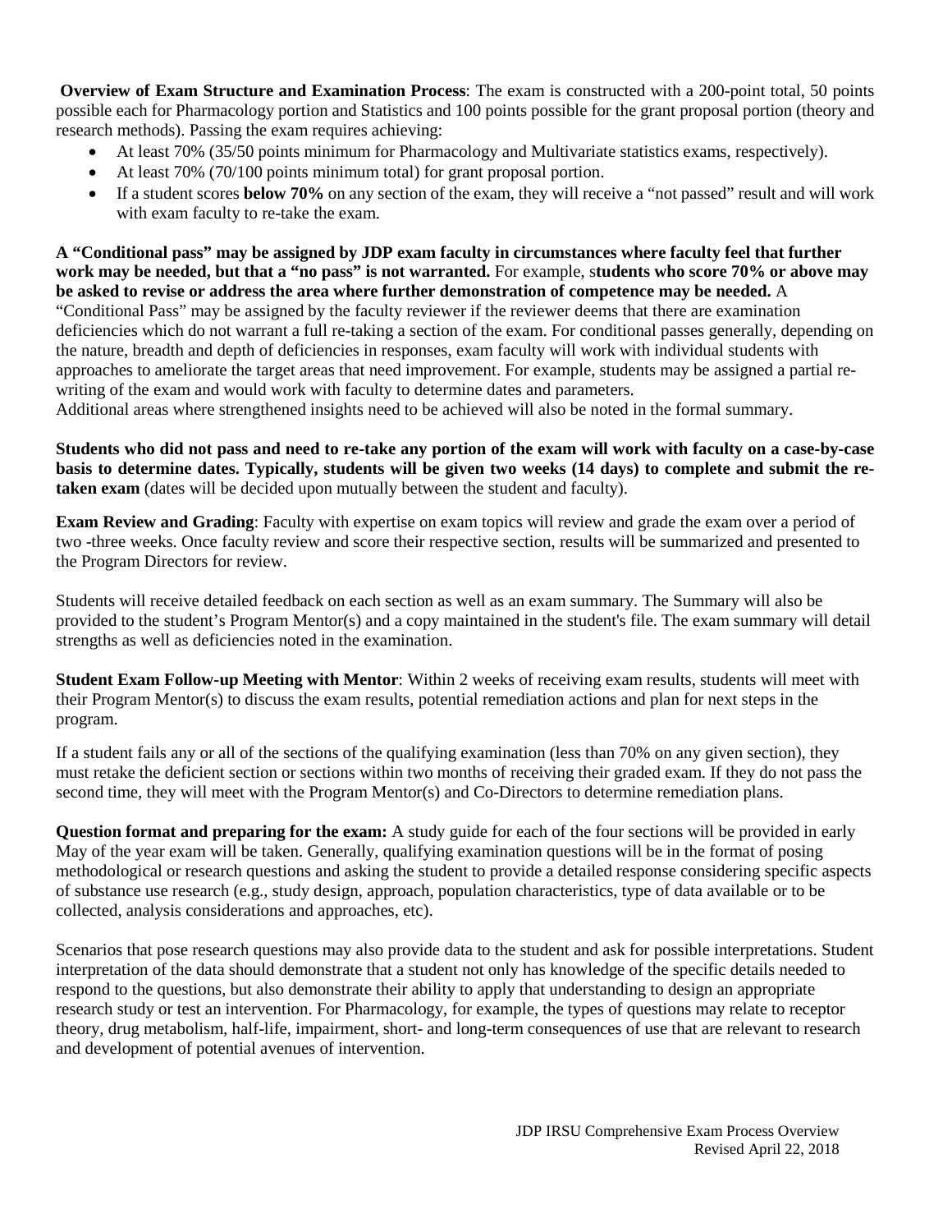**Overview of Exam Structure and Examination Process**: The exam is constructed with a 200-point total, 50 points possible each for Pharmacology portion and Statistics and 100 points possible for the grant proposal portion (theory and research methods). Passing the exam requires achieving:

- At least 70% (35/50 points minimum for Pharmacology and Multivariate statistics exams, respectively).
- At least 70% (70/100 points minimum total) for grant proposal portion.
- If a student scores **below 70%** on any section of the exam, they will receive a "not passed" result and will work with exam faculty to re-take the exam.

**A "Conditional pass" may be assigned by JDP exam faculty in circumstances where faculty feel that further work may be needed, but that a "no pass" is not warranted.** For example, s**tudents who score 70% or above may be asked to revise or address the area where further demonstration of competence may be needed.** A "Conditional Pass" may be assigned by the faculty reviewer if the reviewer deems that there are examination deficiencies which do not warrant a full re-taking a section of the exam. For conditional passes generally, depending on the nature, breadth and depth of deficiencies in responses, exam faculty will work with individual students with approaches to ameliorate the target areas that need improvement. For example, students may be assigned a partial re-writing of the exam and would work with faculty to determine dates and parameters.
Additional areas where strengthened insights need to be achieved will also be noted in the formal summary.

**Students who did not pass and need to re-take any portion of the exam will work with faculty on a case-by-case basis to determine dates. Typically, students will be given two weeks (14 days) to complete and submit the re-taken exam** (dates will be decided upon mutually between the student and faculty).

**Exam Review and Grading**: Faculty with expertise on exam topics will review and grade the exam over a period of two -three weeks. Once faculty review and score their respective section, results will be summarized and presented to the Program Directors for review.

Students will receive detailed feedback on each section as well as an exam summary. The Summary will also be provided to the student's Program Mentor(s) and a copy maintained in the student's file. The exam summary will detail strengths as well as deficiencies noted in the examination.

**Student Exam Follow-up Meeting with Mentor**: Within 2 weeks of receiving exam results, students will meet with their Program Mentor(s) to discuss the exam results, potential remediation actions and plan for next steps in the program.

If a student fails any or all of the sections of the qualifying examination (less than 70% on any given section), they must retake the deficient section or sections within two months of receiving their graded exam. If they do not pass the second time, they will meet with the Program Mentor(s) and Co-Directors to determine remediation plans.

**Question format and preparing for the exam:** A study guide for each of the four sections will be provided in early May of the year exam will be taken. Generally, qualifying examination questions will be in the format of posing methodological or research questions and asking the student to provide a detailed response considering specific aspects of substance use research (e.g., study design, approach, population characteristics, type of data available or to be collected, analysis considerations and approaches, etc).

Scenarios that pose research questions may also provide data to the student and ask for possible interpretations. Student interpretation of the data should demonstrate that a student not only has knowledge of the specific details needed to respond to the questions, but also demonstrate their ability to apply that understanding to design an appropriate research study or test an intervention. For Pharmacology, for example, the types of questions may relate to receptor theory, drug metabolism, half-life, impairment, short- and long-term consequences of use that are relevant to research and development of potential avenues of intervention.